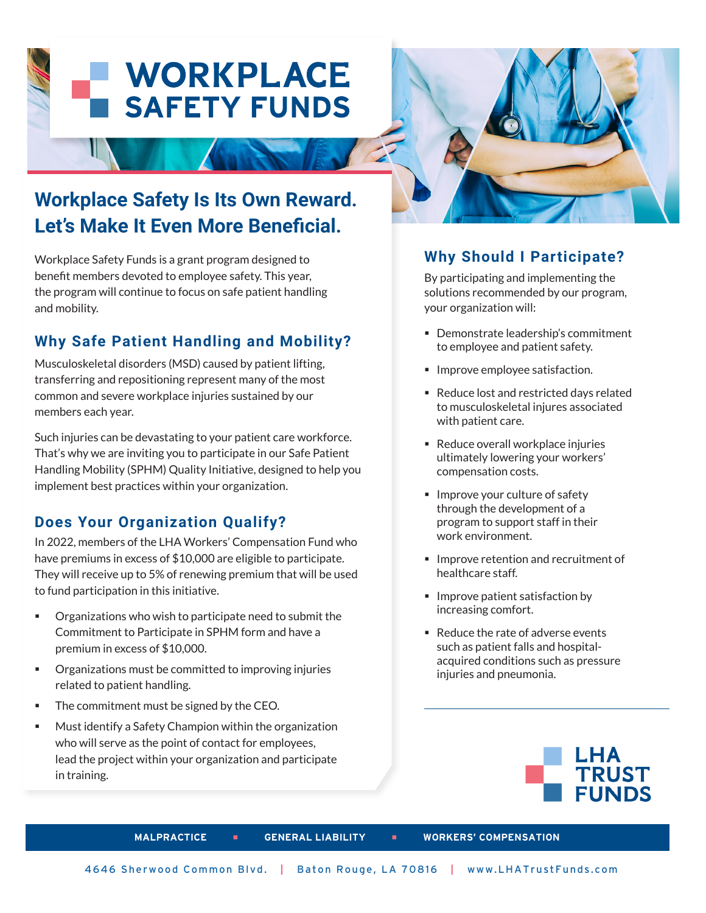# WORKPLACE SAFETY FUNDS

## Workplace Safety Is Its Own Reward. Let's Make It Even More Beneficial.

Workplace Safety Funds is a grant program designed to benefit members devoted to employee safety. This year, the program will continue to focus on safe patient handling and mobility.

### Why Safe Patient Handling and Mobility?

Musculoskeletal disorders (MSD) caused by patient lifting, transferring and repositioning represent many of the most common and severe workplace injuries sustained by our members each year.

Such injuries can be devastating to your patient care workforce. That's why we are inviting you to participate in our Safe Patient Handling Mobility (SPHM) Quality Initiative, designed to help you implement best practices within your organization.

### Does Your Organization Qualify?

In 2022, members of the LHA Workers' Compensation Fund who have premiums in excess of $10,000 are eligible to participate. They will receive up to 5% of renewing premium that will be used to fund participation in this initiative.

- Organizations who wish to participate need to submit the Commitment to Participate in SPHM form and have a premium in excess of $10,000.
- Organizations must be committed to improving injuries related to patient handling.
- The commitment must be signed by the CEO.
- Must identify a Safety Champion within the organization who will serve as the point of contact for employees, lead the project within your organization and participate in training.

### Why Should I Participate?

By participating and implementing the solutions recommended by our program, your organization will:

- Demonstrate leadership's commitment to employee and patient safety.
- Improve employee satisfaction.
- Reduce lost and restricted days related to musculoskeletal injures associated with patient care.
- Reduce overall workplace injuries ultimately lowering your workers' compensation costs.
- Improve your culture of safety through the development of a program to support staff in their work environment.
- Improve retention and recruitment of healthcare staff.
- Improve patient satisfaction by increasing comfort.
- Reduce the rate of adverse events such as patient falls and hospital-acquired conditions such as pressure injuries and pneumonia.

LHA TRUST FUNDS

MALPRACTICE ▪ GENERAL LIABILITY ▪ WORKERS' COMPENSATION

4646 Sherwood Common Blvd. | Baton Rouge, LA 70816 | www.LHATrustFunds.com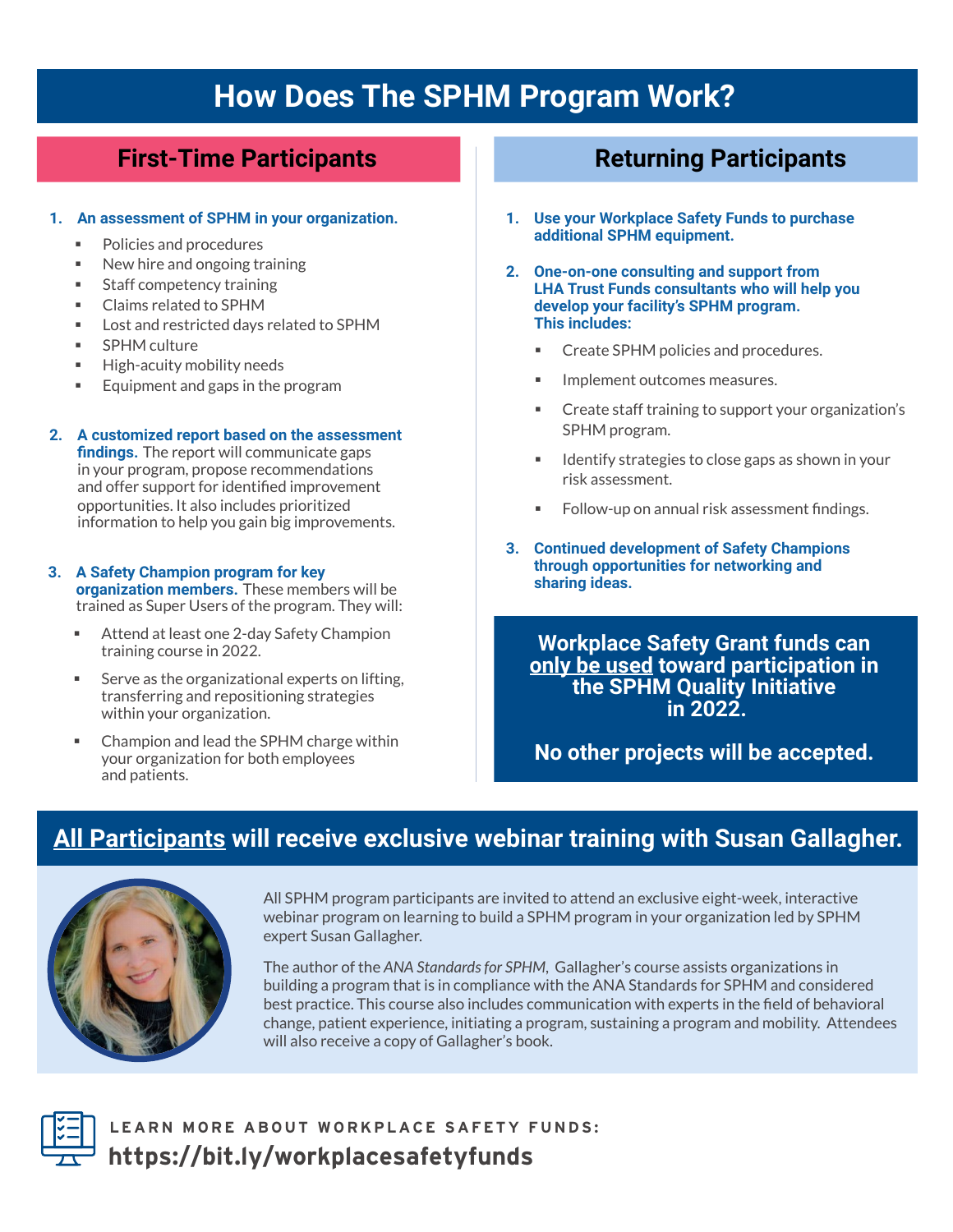# How Does The SPHM Program Work?

## First-Time Participants

1. **An assessment of SPHM in your organization.**
   - Policies and procedures
   - New hire and ongoing training
   - Staff competency training
   - Claims related to SPHM
   - Lost and restricted days related to SPHM
   - SPHM culture
   - High-acuity mobility needs
   - Equipment and gaps in the program

2. **A customized report based on the assessment findings.** The report will communicate gaps in your program, propose recommendations and offer support for identified improvement opportunities. It also includes prioritized information to help you gain big improvements.

3. **A Safety Champion program for key organization members.** These members will be trained as Super Users of the program. They will:
   - Attend at least one 2-day Safety Champion training course in 2022.
   - Serve as the organizational experts on lifting, transferring and repositioning strategies within your organization.
   - Champion and lead the SPHM charge within your organization for both employees and patients.

## Returning Participants

1. **Use your Workplace Safety Funds to purchase additional SPHM equipment.**

2. **One-on-one consulting and support from LHA Trust Funds consultants who will help you develop your facility's SPHM program. This includes:**
   - Create SPHM policies and procedures.
   - Implement outcomes measures.
   - Create staff training to support your organization's SPHM program.
   - Identify strategies to close gaps as shown in your risk assessment.
   - Follow-up on annual risk assessment findings.

3. **Continued development of Safety Champions through opportunities for networking and sharing ideas.**

**Workplace Safety Grant funds can only be used toward participation in the SPHM Quality Initiative in 2022.**

**No other projects will be accepted.**

## All Participants will receive exclusive webinar training with Susan Gallagher.

All SPHM program participants are invited to attend an exclusive eight-week, interactive webinar program on learning to build a SPHM program in your organization led by SPHM expert Susan Gallagher.

The author of the *ANA Standards for SPHM*, Gallagher's course assists organizations in building a program that is in compliance with the ANA Standards for SPHM and considered best practice. This course also includes communication with experts in the field of behavioral change, patient experience, initiating a program, sustaining a program and mobility. Attendees will also receive a copy of Gallagher's book.

LEARN MORE ABOUT WORKPLACE SAFETY FUNDS:
**https://bit.ly/workplacesafetyfunds**